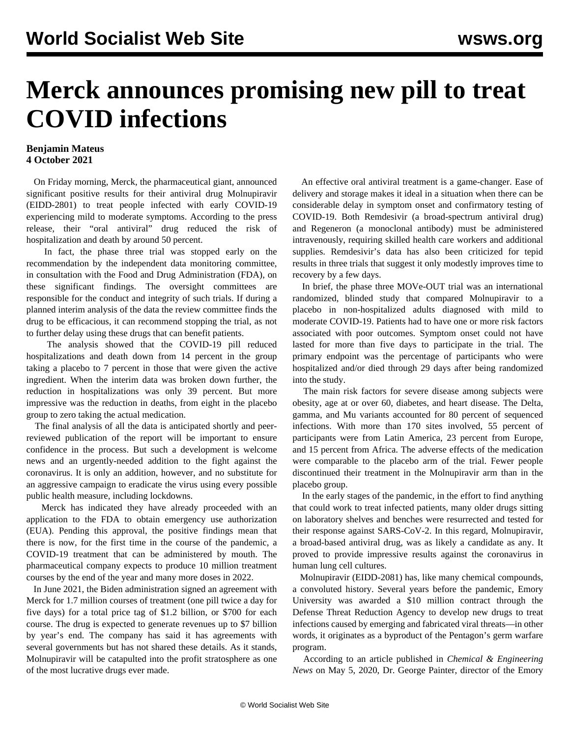# Merck announces promising new pill to treat COVID infections

**Benjamin Mateus**
**4 October 2021**

On Friday morning, Merck, the pharmaceutical giant, announced significant positive results for their antiviral drug Molnupiravir (EIDD-2801) to treat people infected with early COVID-19 experiencing mild to moderate symptoms. According to the press release, their "oral antiviral" drug reduced the risk of hospitalization and death by around 50 percent.

In fact, the phase three trial was stopped early on the recommendation by the independent data monitoring committee, in consultation with the Food and Drug Administration (FDA), on these significant findings. The oversight committees are responsible for the conduct and integrity of such trials. If during a planned interim analysis of the data the review committee finds the drug to be efficacious, it can recommend stopping the trial, as not to further delay using these drugs that can benefit patients.

The analysis showed that the COVID-19 pill reduced hospitalizations and death down from 14 percent in the group taking a placebo to 7 percent in those that were given the active ingredient. When the interim data was broken down further, the reduction in hospitalizations was only 39 percent. But more impressive was the reduction in deaths, from eight in the placebo group to zero taking the actual medication.

The final analysis of all the data is anticipated shortly and peer-reviewed publication of the report will be important to ensure confidence in the process. But such a development is welcome news and an urgently-needed addition to the fight against the coronavirus. It is only an addition, however, and no substitute for an aggressive campaign to eradicate the virus using every possible public health measure, including lockdowns.

Merck has indicated they have already proceeded with an application to the FDA to obtain emergency use authorization (EUA). Pending this approval, the positive findings mean that there is now, for the first time in the course of the pandemic, a COVID-19 treatment that can be administered by mouth. The pharmaceutical company expects to produce 10 million treatment courses by the end of the year and many more doses in 2022.

In June 2021, the Biden administration signed an agreement with Merck for 1.7 million courses of treatment (one pill twice a day for five days) for a total price tag of $1.2 billion, or $700 for each course. The drug is expected to generate revenues up to $7 billion by year's end. The company has said it has agreements with several governments but has not shared these details. As it stands, Molnupiravir will be catapulted into the profit stratosphere as one of the most lucrative drugs ever made.

An effective oral antiviral treatment is a game-changer. Ease of delivery and storage makes it ideal in a situation when there can be considerable delay in symptom onset and confirmatory testing of COVID-19. Both Remdesivir (a broad-spectrum antiviral drug) and Regeneron (a monoclonal antibody) must be administered intravenously, requiring skilled health care workers and additional supplies. Remdesivir's data has also been criticized for tepid results in three trials that suggest it only modestly improves time to recovery by a few days.

In brief, the phase three MOVe-OUT trial was an international randomized, blinded study that compared Molnupiravir to a placebo in non-hospitalized adults diagnosed with mild to moderate COVID-19. Patients had to have one or more risk factors associated with poor outcomes. Symptom onset could not have lasted for more than five days to participate in the trial. The primary endpoint was the percentage of participants who were hospitalized and/or died through 29 days after being randomized into the study.

The main risk factors for severe disease among subjects were obesity, age at or over 60, diabetes, and heart disease. The Delta, gamma, and Mu variants accounted for 80 percent of sequenced infections. With more than 170 sites involved, 55 percent of participants were from Latin America, 23 percent from Europe, and 15 percent from Africa. The adverse effects of the medication were comparable to the placebo arm of the trial. Fewer people discontinued their treatment in the Molnupiravir arm than in the placebo group.

In the early stages of the pandemic, in the effort to find anything that could work to treat infected patients, many older drugs sitting on laboratory shelves and benches were resurrected and tested for their response against SARS-CoV-2. In this regard, Molnupiravir, a broad-based antiviral drug, was as likely a candidate as any. It proved to provide impressive results against the coronavirus in human lung cell cultures.

Molnupiravir (EIDD-2081) has, like many chemical compounds, a convoluted history. Several years before the pandemic, Emory University was awarded a $10 million contract through the Defense Threat Reduction Agency to develop new drugs to treat infections caused by emerging and fabricated viral threats—in other words, it originates as a byproduct of the Pentagon's germ warfare program.

According to an article published in *Chemical & Engineering News* on May 5, 2020, Dr. George Painter, director of the Emory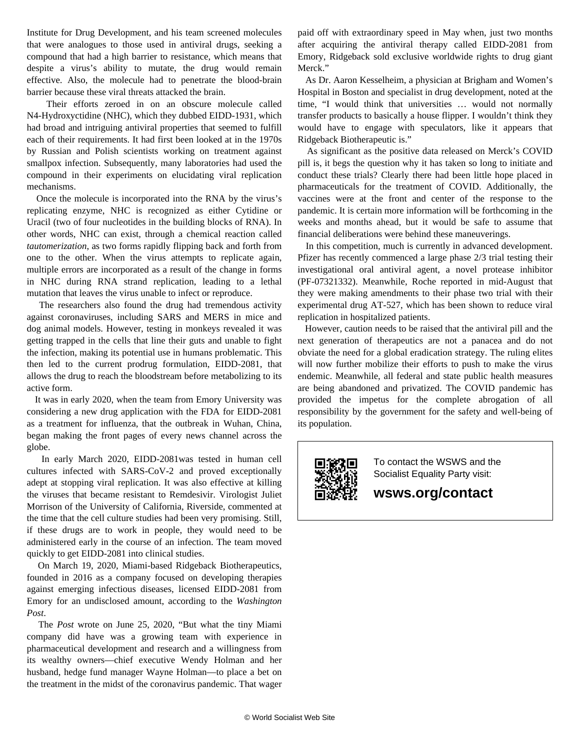Institute for Drug Development, and his team screened molecules that were analogues to those used in antiviral drugs, seeking a compound that had a high barrier to resistance, which means that despite a virus's ability to mutate, the drug would remain effective. Also, the molecule had to penetrate the blood-brain barrier because these viral threats attacked the brain.

Their efforts zeroed in on an obscure molecule called N4-Hydroxycytidine (NHC), which they dubbed EIDD-1931, which had broad and intriguing antiviral properties that seemed to fulfill each of their requirements. It had first been looked at in the 1970s by Russian and Polish scientists working on treatment against smallpox infection. Subsequently, many laboratories had used the compound in their experiments on elucidating viral replication mechanisms.

Once the molecule is incorporated into the RNA by the virus's replicating enzyme, NHC is recognized as either Cytidine or Uracil (two of four nucleotides in the building blocks of RNA). In other words, NHC can exist, through a chemical reaction called *tautomerization*, as two forms rapidly flipping back and forth from one to the other. When the virus attempts to replicate again, multiple errors are incorporated as a result of the change in forms in NHC during RNA strand replication, leading to a lethal mutation that leaves the virus unable to infect or reproduce.

The researchers also found the drug had tremendous activity against coronaviruses, including SARS and MERS in mice and dog animal models. However, testing in monkeys revealed it was getting trapped in the cells that line their guts and unable to fight the infection, making its potential use in humans problematic. This then led to the current prodrug formulation, EIDD-2081, that allows the drug to reach the bloodstream before metabolizing to its active form.

It was in early 2020, when the team from Emory University was considering a new drug application with the FDA for EIDD-2081 as a treatment for influenza, that the outbreak in Wuhan, China, began making the front pages of every news channel across the globe.

In early March 2020, EIDD-2081was tested in human cell cultures infected with SARS-CoV-2 and proved exceptionally adept at stopping viral replication. It was also effective at killing the viruses that became resistant to Remdesivir. Virologist Juliet Morrison of the University of California, Riverside, commented at the time that the cell culture studies had been very promising. Still, if these drugs are to work in people, they would need to be administered early in the course of an infection. The team moved quickly to get EIDD-2081 into clinical studies.

On March 19, 2020, Miami-based Ridgeback Biotherapeutics, founded in 2016 as a company focused on developing therapies against emerging infectious diseases, licensed EIDD-2081 from Emory for an undisclosed amount, according to the *Washington Post*.

The *Post* wrote on June 25, 2020, "But what the tiny Miami company did have was a growing team with experience in pharmaceutical development and research and a willingness from its wealthy owners—chief executive Wendy Holman and her husband, hedge fund manager Wayne Holman—to place a bet on the treatment in the midst of the coronavirus pandemic. That wager paid off with extraordinary speed in May when, just two months after acquiring the antiviral therapy called EIDD-2081 from Emory, Ridgeback sold exclusive worldwide rights to drug giant Merck."

As Dr. Aaron Kesselheim, a physician at Brigham and Women's Hospital in Boston and specialist in drug development, noted at the time, "I would think that universities … would not normally transfer products to basically a house flipper. I wouldn't think they would have to engage with speculators, like it appears that Ridgeback Biotherapeutic is."

As significant as the positive data released on Merck's COVID pill is, it begs the question why it has taken so long to initiate and conduct these trials? Clearly there had been little hope placed in pharmaceuticals for the treatment of COVID. Additionally, the vaccines were at the front and center of the response to the pandemic. It is certain more information will be forthcoming in the weeks and months ahead, but it would be safe to assume that financial deliberations were behind these maneuverings.

In this competition, much is currently in advanced development. Pfizer has recently commenced a large phase 2/3 trial testing their investigational oral antiviral agent, a novel protease inhibitor (PF-07321332). Meanwhile, Roche reported in mid-August that they were making amendments to their phase two trial with their experimental drug AT-527, which has been shown to reduce viral replication in hospitalized patients.

However, caution needs to be raised that the antiviral pill and the next generation of therapeutics are not a panacea and do not obviate the need for a global eradication strategy. The ruling elites will now further mobilize their efforts to push to make the virus endemic. Meanwhile, all federal and state public health measures are being abandoned and privatized. The COVID pandemic has provided the impetus for the complete abrogation of all responsibility by the government for the safety and well-being of its population.

To contact the WSWS and the Socialist Equality Party visit:

**wsws.org/contact**